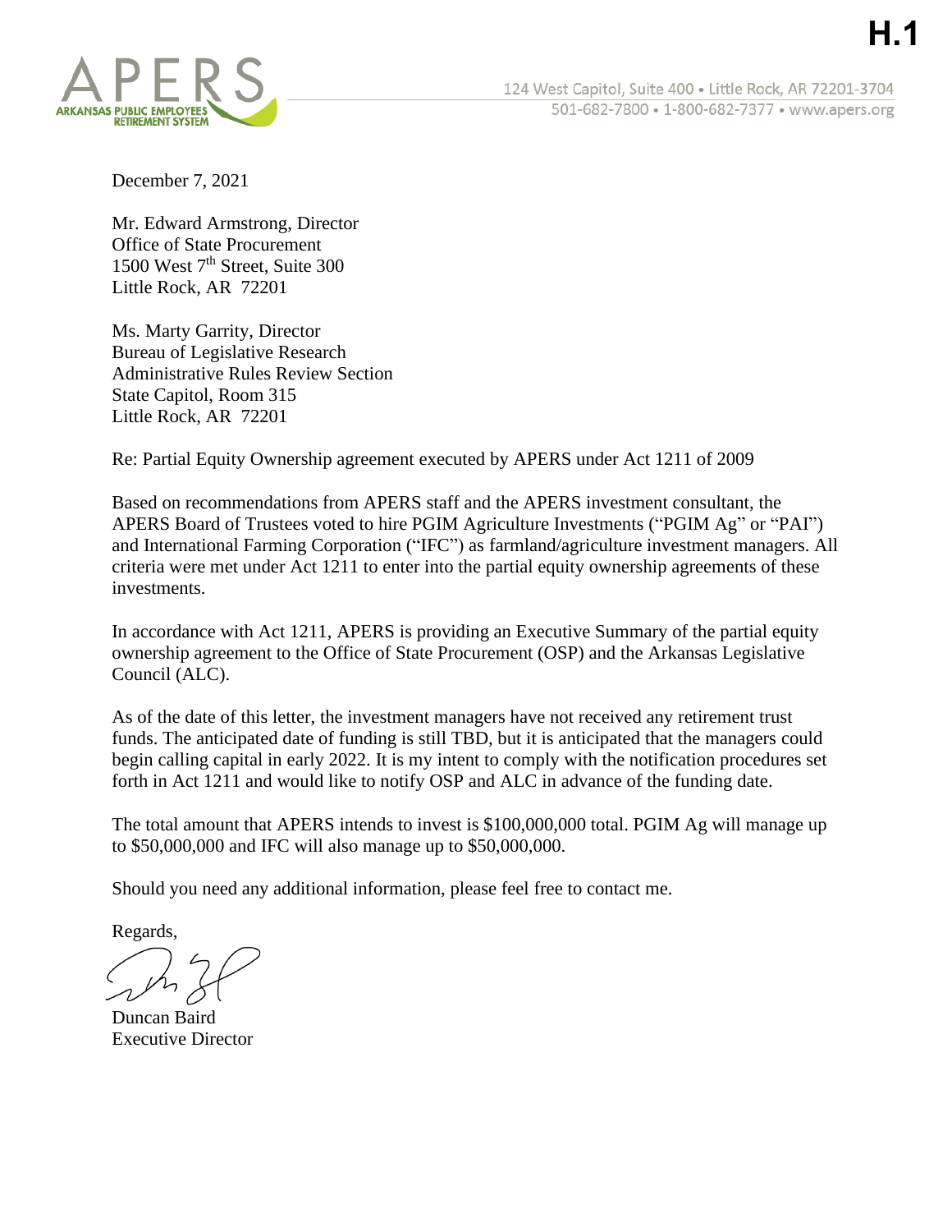**H.1**

APERS
ARKANSAS PUBLIC EMPLOYEES RETIREMENT SYSTEM

124 West Capitol, Suite 400 • Little Rock, AR 72201-3704
501-682-7800 • 1-800-682-7377 • www.apers.org

December 7, 2021

Mr. Edward Armstrong, Director
Office of State Procurement
1500 West 7th Street, Suite 300
Little Rock, AR 72201

Ms. Marty Garrity, Director
Bureau of Legislative Research
Administrative Rules Review Section
State Capitol, Room 315
Little Rock, AR 72201

Re: Partial Equity Ownership agreement executed by APERS under Act 1211 of 2009

Based on recommendations from APERS staff and the APERS investment consultant, the APERS Board of Trustees voted to hire PGIM Agriculture Investments ("PGIM Ag" or "PAI") and International Farming Corporation ("IFC") as farmland/agriculture investment managers. All criteria were met under Act 1211 to enter into the partial equity ownership agreements of these investments.

In accordance with Act 1211, APERS is providing an Executive Summary of the partial equity ownership agreement to the Office of State Procurement (OSP) and the Arkansas Legislative Council (ALC).

As of the date of this letter, the investment managers have not received any retirement trust funds. The anticipated date of funding is still TBD, but it is anticipated that the managers could begin calling capital in early 2022. It is my intent to comply with the notification procedures set forth in Act 1211 and would like to notify OSP and ALC in advance of the funding date.

The total amount that APERS intends to invest is $100,000,000 total. PGIM Ag will manage up to $50,000,000 and IFC will also manage up to $50,000,000.

Should you need any additional information, please feel free to contact me.

Regards,

Duncan Baird
Executive Director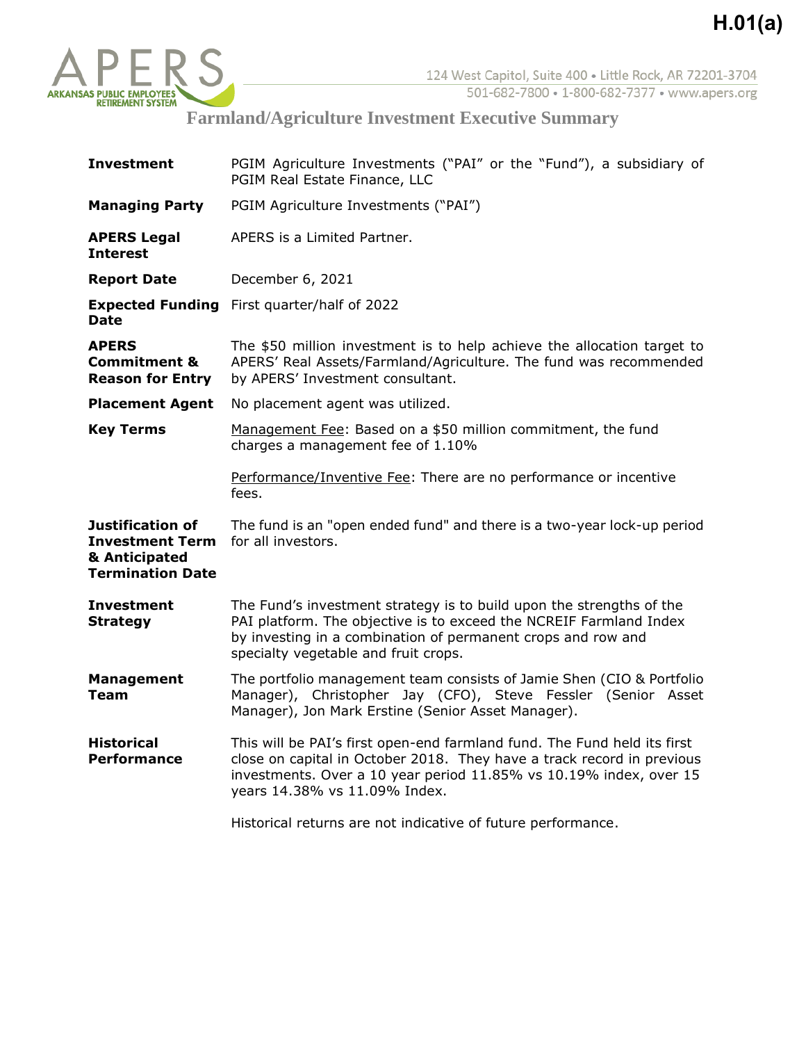H.01(a)

ARKANSAS PUBLIC EMPLOYEES RETIREMENT SYSTEM

124 West Capitol, Suite 400 • Little Rock, AR 72201-3704
501-682-7800 • 1-800-682-7377 • www.apers.org

# Farmland/Agriculture Investment Executive Summary

| | |
|---|---|
| **Investment** | PGIM Agriculture Investments ("PAI" or the "Fund"), a subsidiary of PGIM Real Estate Finance, LLC |
| **Managing Party** | PGIM Agriculture Investments ("PAI") |
| **APERS Legal Interest** | APERS is a Limited Partner. |
| **Report Date** | December 6, 2021 |
| **Expected Funding Date** | First quarter/half of 2022 |
| **APERS Commitment & Reason for Entry** | The $50 million investment is to help achieve the allocation target to APERS' Real Assets/Farmland/Agriculture. The fund was recommended by APERS' Investment consultant. |
| **Placement Agent** | No placement agent was utilized. |
| **Key Terms** | Management Fee: Based on a $50 million commitment, the fund charges a management fee of 1.10%<br><br>Performance/Inventive Fee: There are no performance or incentive fees. |
| **Justification of Investment Term & Anticipated Termination Date** | The fund is an "open ended fund" and there is a two-year lock-up period for all investors. |
| **Investment Strategy** | The Fund's investment strategy is to build upon the strengths of the PAI platform. The objective is to exceed the NCREIF Farmland Index by investing in a combination of permanent crops and row and specialty vegetable and fruit crops. |
| **Management Team** | The portfolio management team consists of Jamie Shen (CIO & Portfolio Manager), Christopher Jay (CFO), Steve Fessler (Senior Asset Manager), Jon Mark Erstine (Senior Asset Manager). |
| **Historical Performance** | This will be PAI's first open-end farmland fund. The Fund held its first close on capital in October 2018. They have a track record in previous investments. Over a 10 year period 11.85% vs 10.19% index, over 15 years 14.38% vs 11.09% Index.<br><br>Historical returns are not indicative of future performance. |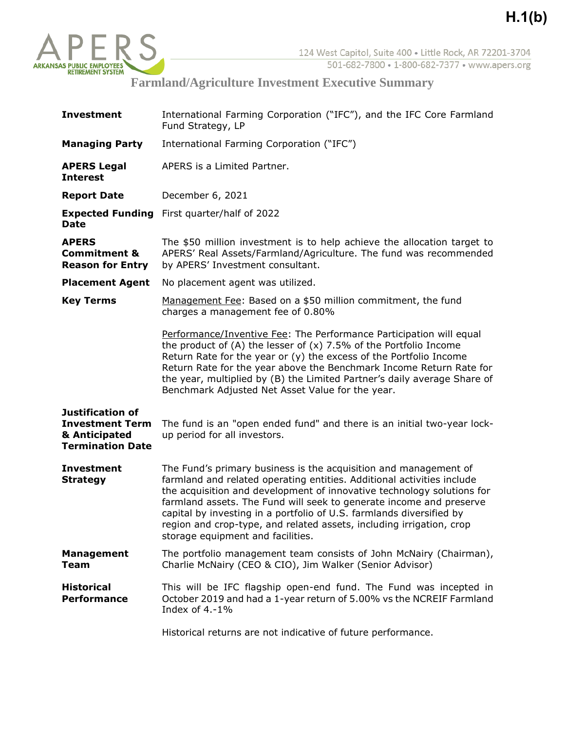**H.1(b)**

APERS
ARKANSAS PUBLIC EMPLOYEES RETIREMENT SYSTEM

124 West Capitol, Suite 400 • Little Rock, AR 72201-3704
501-682-7800 • 1-800-682-7377 • www.apers.org

# Farmland/Agriculture Investment Executive Summary

| | |
|---|---|
| **Investment** | International Farming Corporation ("IFC"), and the IFC Core Farmland Fund Strategy, LP |
| **Managing Party** | International Farming Corporation ("IFC") |
| **APERS Legal Interest** | APERS is a Limited Partner. |
| **Report Date** | December 6, 2021 |
| **Expected Funding Date** | First quarter/half of 2022 |
| **APERS Commitment & Reason for Entry** | The $50 million investment is to help achieve the allocation target to APERS' Real Assets/Farmland/Agriculture. The fund was recommended by APERS' Investment consultant. |
| **Placement Agent** | No placement agent was utilized. |
| **Key Terms** | Management Fee: Based on a $50 million commitment, the fund charges a management fee of 0.80%<br><br>Performance/Inventive Fee: The Performance Participation will equal the product of (A) the lesser of (x) 7.5% of the Portfolio Income Return Rate for the year or (y) the excess of the Portfolio Income Return Rate for the year above the Benchmark Income Return Rate for the year, multiplied by (B) the Limited Partner's daily average Share of Benchmark Adjusted Net Asset Value for the year. |
| **Justification of Investment Term & Anticipated Termination Date** | The fund is an "open ended fund" and there is an initial two-year lock-up period for all investors. |
| **Investment Strategy** | The Fund's primary business is the acquisition and management of farmland and related operating entities. Additional activities include the acquisition and development of innovative technology solutions for farmland assets. The Fund will seek to generate income and preserve capital by investing in a portfolio of U.S. farmlands diversified by region and crop-type, and related assets, including irrigation, crop storage equipment and facilities. |
| **Management Team** | The portfolio management team consists of John McNairy (Chairman), Charlie McNairy (CEO & CIO), Jim Walker (Senior Advisor) |
| **Historical Performance** | This will be IFC flagship open-end fund. The Fund was incepted in October 2019 and had a 1-year return of 5.00% vs the NCREIF Farmland Index of 4.-1%<br><br>Historical returns are not indicative of future performance. |